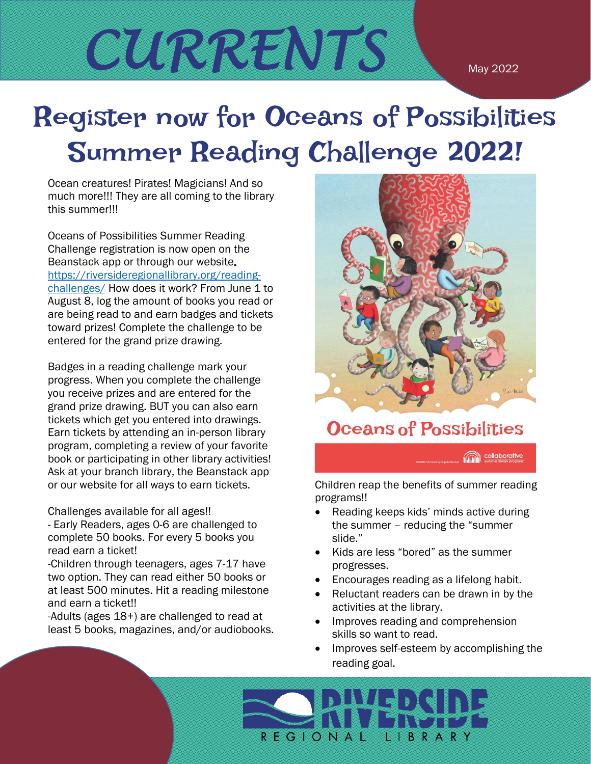# CURRENTS

May 2022

# Register now for Oceans of Possibilities Summer Reading Challenge 2022!

Ocean creatures! Pirates! Magicians! And so much more!!! They are all coming to the library this summer!!!

Oceans of Possibilities Summer Reading Challenge registration is now open on the Beanstack app or through our website. [https://riversideregionallibrary.org/reading-challenges/](https://riversideregionallibrary.org/reading-challenges/) How does it work? From June 1 to August 8, log the amount of books you read or are being read to and earn badges and tickets toward prizes! Complete the challenge to be entered for the grand prize drawing.

Badges in a reading challenge mark your progress. When you complete the challenge you receive prizes and are entered for the grand prize drawing. BUT you can also earn tickets which get you entered into drawings. Earn tickets by attending an in-person library program, completing a review of your favorite book or participating in other library activities! Ask at your branch library, the Beanstack app or our website for all ways to earn tickets.

Challenges available for all ages!!

- Early Readers, ages 0-6 are challenged to complete 50 books. For every 5 books you read earn a ticket!

-Children through teenagers, ages 7-17 have two option. They can read either 50 books or at least 500 minutes. Hit a reading milestone and earn a ticket!!

-Adults (ages 18+) are challenged to read at least 5 books, magazines, and/or audiobooks.

Oceans of Possibilities

Children reap the benefits of summer reading programs!!

- Reading keeps kids' minds active during the summer – reducing the "summer slide."
- Kids are less "bored" as the summer progresses.
- Encourages reading as a lifelong habit.
- Reluctant readers can be drawn in by the activities at the library.
- Improves reading and comprehension skills so want to read.
- Improves self-esteem by accomplishing the reading goal.

RIVERSIDE REGIONAL LIBRARY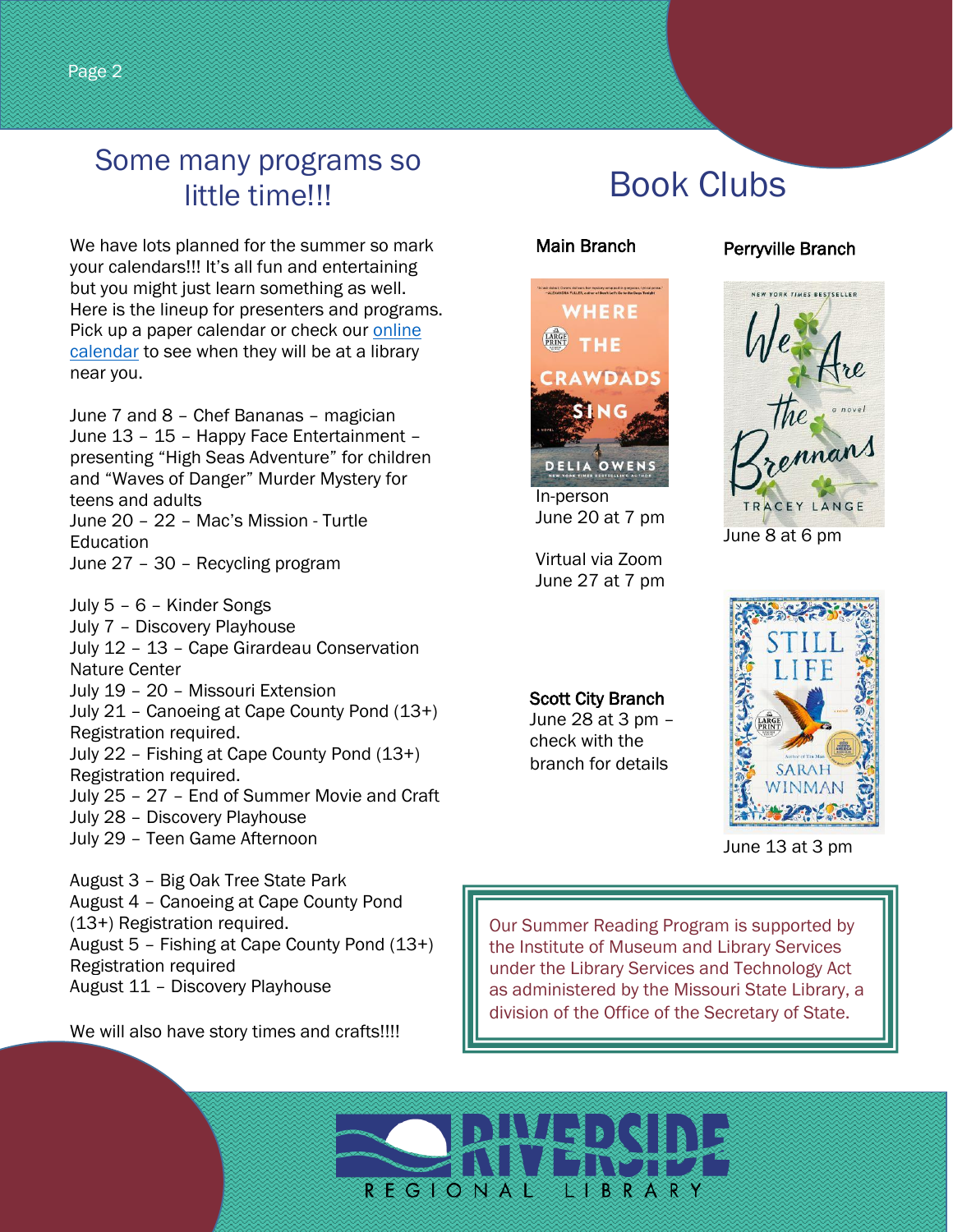## Some many programs so little time!!!

We have lots planned for the summer so mark your calendars!!! It's all fun and entertaining but you might just learn something as well. Here is the lineup for presenters and programs. Pick up a paper calendar or check our online calendar to see when they will be at a library near you.

June 7 and 8 – Chef Bananas – magician
June 13 – 15 – Happy Face Entertainment – presenting "High Seas Adventure" for children and "Waves of Danger" Murder Mystery for teens and adults
June 20 – 22 – Mac's Mission - Turtle Education
June 27 – 30 – Recycling program

July 5 – 6 – Kinder Songs
July 7 – Discovery Playhouse
July 12 – 13 – Cape Girardeau Conservation Nature Center
July 19 – 20 – Missouri Extension
July 21 – Canoeing at Cape County Pond (13+) Registration required.
July 22 – Fishing at Cape County Pond (13+) Registration required.
July 25 – 27 – End of Summer Movie and Craft
July 28 – Discovery Playhouse
July 29 – Teen Game Afternoon

August 3 – Big Oak Tree State Park
August 4 – Canoeing at Cape County Pond (13+) Registration required.
August 5 – Fishing at Cape County Pond (13+) Registration required
August 11 – Discovery Playhouse

We will also have story times and crafts!!!!

## Book Clubs

### Main Branch

*Where the Crawdads Sing* – Delia Owens

In-person
June 20 at 7 pm

Virtual via Zoom
June 27 at 7 pm

### Perryville Branch

*We Are the Brennans* – Tracey Lange

June 8 at 6 pm

*Still Life* – Sarah Winman

June 13 at 3 pm

### Scott City Branch

June 28 at 3 pm – check with the branch for details

Our Summer Reading Program is supported by the Institute of Museum and Library Services under the Library Services and Technology Act as administered by the Missouri State Library, a division of the Office of the Secretary of State.

RIVERSIDE REGIONAL LIBRARY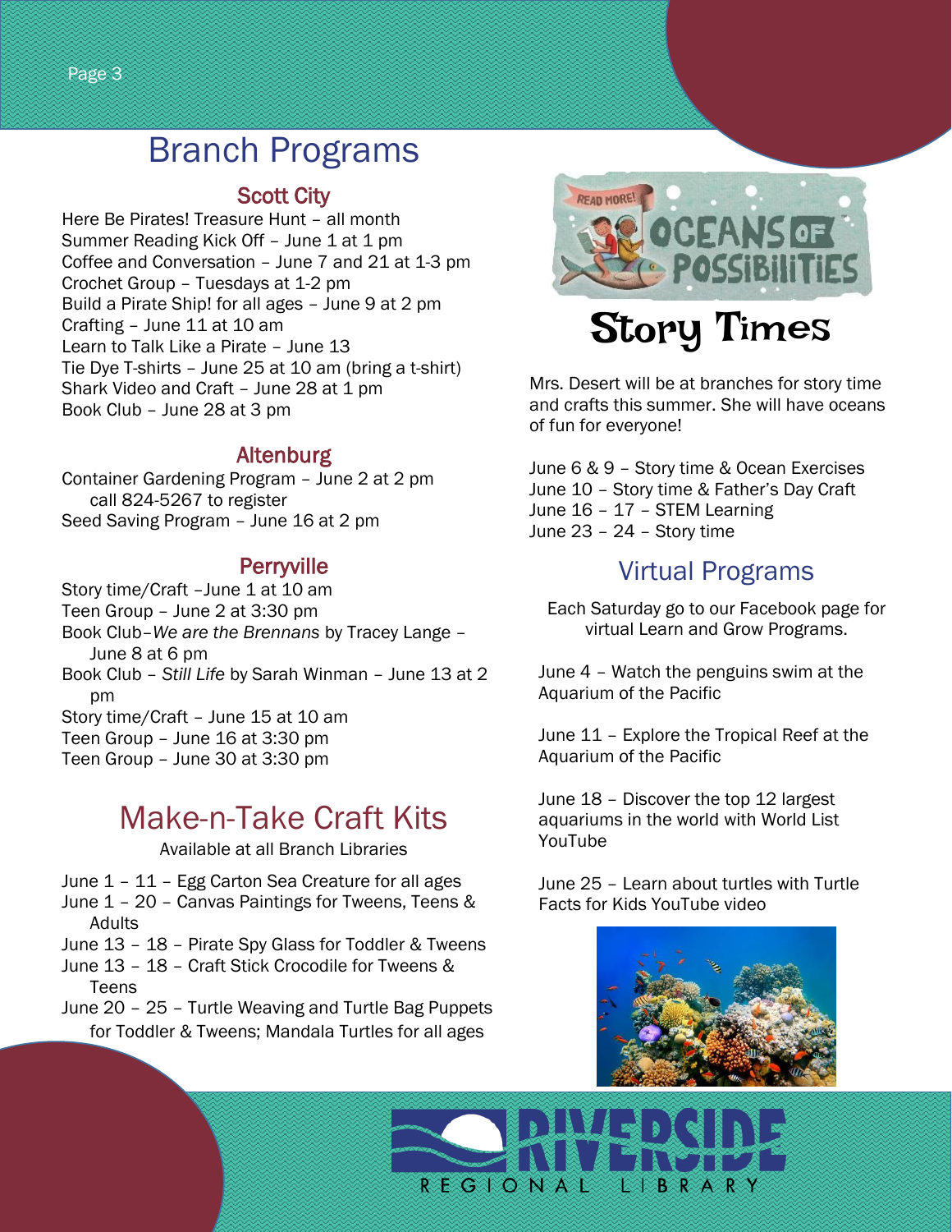# Branch Programs

## Scott City

Here Be Pirates! Treasure Hunt – all month
Summer Reading Kick Off – June 1 at 1 pm
Coffee and Conversation – June 7 and 21 at 1-3 pm
Crochet Group – Tuesdays at 1-2 pm
Build a Pirate Ship! for all ages – June 9 at 2 pm
Crafting – June 11 at 10 am
Learn to Talk Like a Pirate – June 13
Tie Dye T-shirts – June 25 at 10 am (bring a t-shirt)
Shark Video and Craft – June 28 at 1 pm
Book Club – June 28 at 3 pm

## Altenburg

Container Gardening Program – June 2 at 2 pm
call 824-5267 to register
Seed Saving Program – June 16 at 2 pm

## Perryville

Story time/Craft –June 1 at 10 am
Teen Group – June 2 at 3:30 pm
Book Club–*We are the Brennans* by Tracey Lange – June 8 at 6 pm
Book Club – *Still Life* by Sarah Winman – June 13 at 2 pm
Story time/Craft – June 15 at 10 am
Teen Group – June 16 at 3:30 pm
Teen Group – June 30 at 3:30 pm

# Make-n-Take Craft Kits

Available at all Branch Libraries

June 1 – 11 – Egg Carton Sea Creature for all ages
June 1 – 20 – Canvas Paintings for Tweens, Teens & Adults
June 13 – 18 – Pirate Spy Glass for Toddler & Tweens
June 13 – 18 – Craft Stick Crocodile for Tweens & Teens
June 20 – 25 – Turtle Weaving and Turtle Bag Puppets for Toddler & Tweens; Mandala Turtles for all ages

READ MORE! OCEANS OF POSSIBILITIES

# Story Times

Mrs. Desert will be at branches for story time and crafts this summer. She will have oceans of fun for everyone!

June 6 & 9 – Story time & Ocean Exercises
June 10 – Story time & Father's Day Craft
June 16 – 17 – STEM Learning
June 23 – 24 – Story time

# Virtual Programs

Each Saturday go to our Facebook page for virtual Learn and Grow Programs.

June 4 – Watch the penguins swim at the Aquarium of the Pacific

June 11 – Explore the Tropical Reef at the Aquarium of the Pacific

June 18 – Discover the top 12 largest aquariums in the world with World List YouTube

June 25 – Learn about turtles with Turtle Facts for Kids YouTube video

RIVERSIDE REGIONAL LIBRARY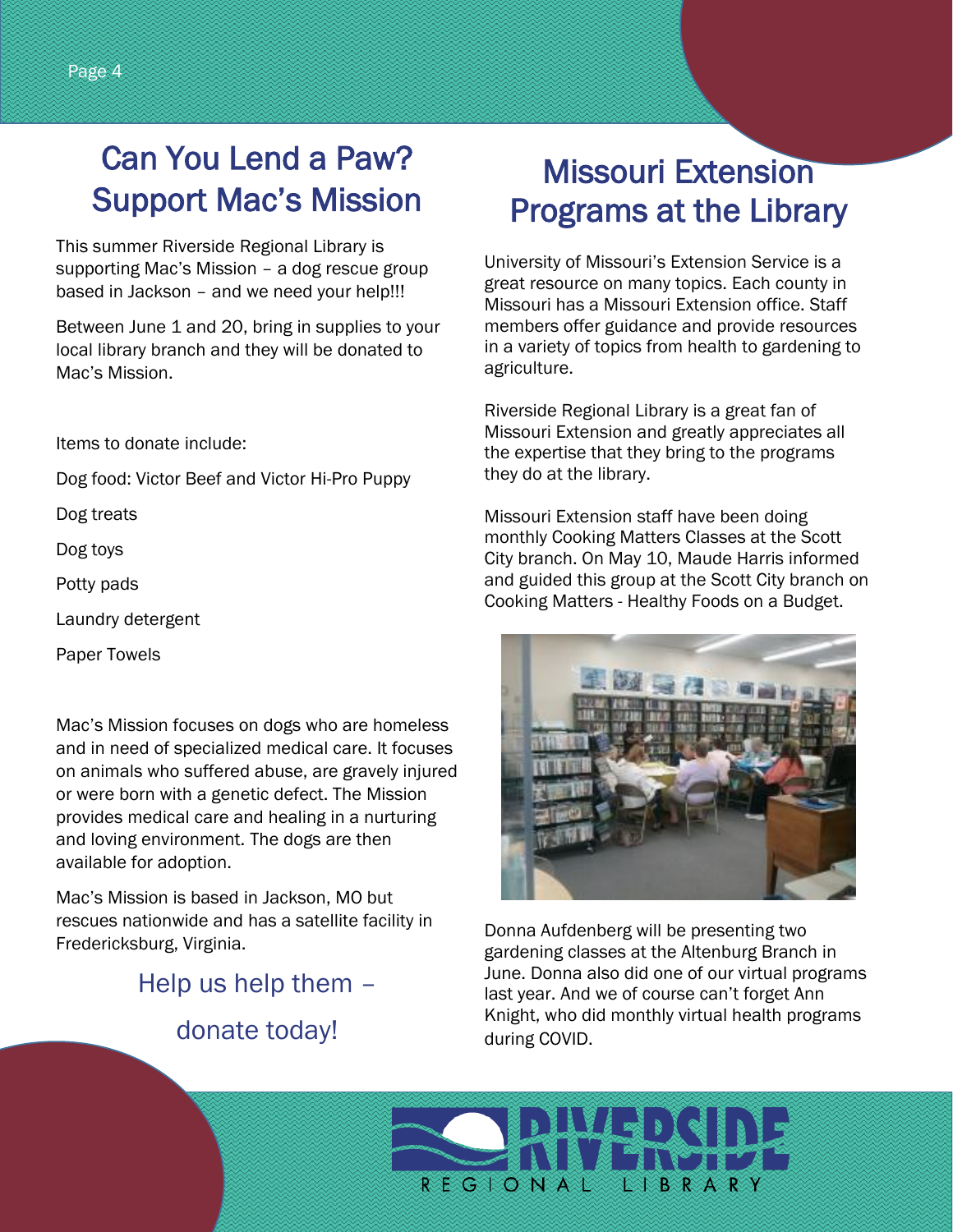## Can You Lend a Paw? Support Mac's Mission

This summer Riverside Regional Library is supporting Mac's Mission – a dog rescue group based in Jackson – and we need your help!!!

Between June 1 and 20, bring in supplies to your local library branch and they will be donated to Mac's Mission.

Items to donate include:

Dog food: Victor Beef and Victor Hi-Pro Puppy

Dog treats

Dog toys

Potty pads

Laundry detergent

Paper Towels

Mac's Mission focuses on dogs who are homeless and in need of specialized medical care. It focuses on animals who suffered abuse, are gravely injured or were born with a genetic defect. The Mission provides medical care and healing in a nurturing and loving environment. The dogs are then available for adoption.

Mac's Mission is based in Jackson, MO but rescues nationwide and has a satellite facility in Fredericksburg, Virginia.

Help us help them – donate today!

## Missouri Extension Programs at the Library

University of Missouri's Extension Service is a great resource on many topics. Each county in Missouri has a Missouri Extension office. Staff members offer guidance and provide resources in a variety of topics from health to gardening to agriculture.

Riverside Regional Library is a great fan of Missouri Extension and greatly appreciates all the expertise that they bring to the programs they do at the library.

Missouri Extension staff have been doing monthly Cooking Matters Classes at the Scott City branch. On May 10, Maude Harris informed and guided this group at the Scott City branch on Cooking Matters - Healthy Foods on a Budget.

Donna Aufdenberg will be presenting two gardening classes at the Altenburg Branch in June. Donna also did one of our virtual programs last year. And we of course can't forget Ann Knight, who did monthly virtual health programs during COVID.

RIVERSIDE REGIONAL LIBRARY